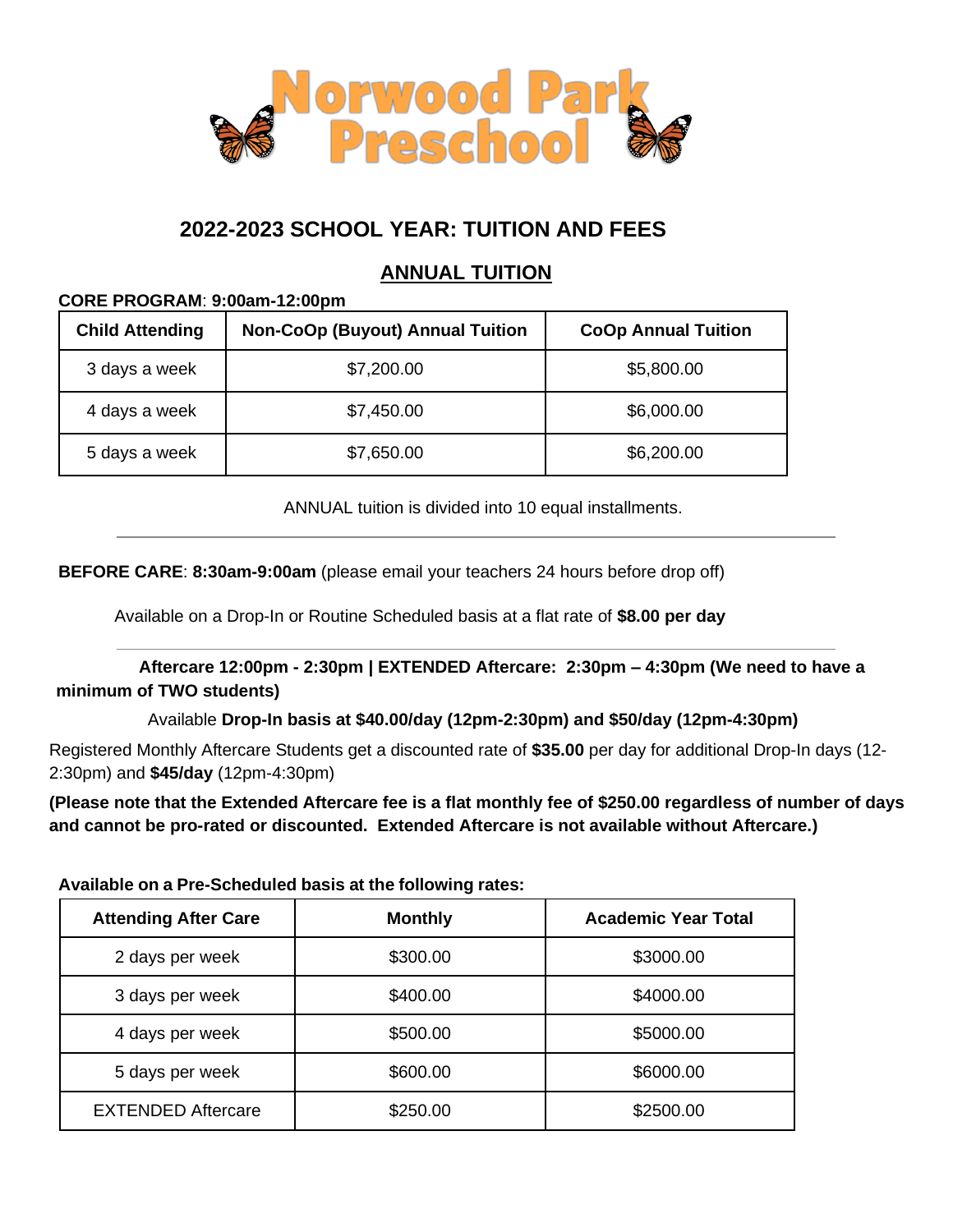# Norwood Park Preschool

## 2022-2023 SCHOOL YEAR: TUITION AND FEES

### ANNUAL TUITION

**CORE PROGRAM**: **9:00am-12:00pm**

| Child Attending | Non-CoOp (Buyout) Annual Tuition | CoOp Annual Tuition |
|---|---|---|
| 3 days a week | $7,200.00 | $5,800.00 |
| 4 days a week | $7,450.00 | $6,000.00 |
| 5 days a week | $7,650.00 | $6,200.00 |

ANNUAL tuition is divided into 10 equal installments.

---

**BEFORE CARE**: **8:30am-9:00am** (please email your teachers 24 hours before drop off)

Available on a Drop-In or Routine Scheduled basis at a flat rate of **$8.00 per day**

---

**Aftercare 12:00pm - 2:30pm | EXTENDED Aftercare: 2:30pm – 4:30pm (We need to have a minimum of TWO students)**

Available **Drop-In basis at $40.00/day (12pm-2:30pm) and $50/day (12pm-4:30pm)**

Registered Monthly Aftercare Students get a discounted rate of **$35.00** per day for additional Drop-In days (12-2:30pm) and **$45/day** (12pm-4:30pm)

**(Please note that the Extended Aftercare fee is a flat monthly fee of $250.00 regardless of number of days and cannot be pro-rated or discounted. Extended Aftercare is not available without Aftercare.)**

**Available on a Pre-Scheduled basis at the following rates:**

| Attending After Care | Monthly | Academic Year Total |
|---|---|---|
| 2 days per week | $300.00 | $3000.00 |
| 3 days per week | $400.00 | $4000.00 |
| 4 days per week | $500.00 | $5000.00 |
| 5 days per week | $600.00 | $6000.00 |
| EXTENDED Aftercare | $250.00 | $2500.00 |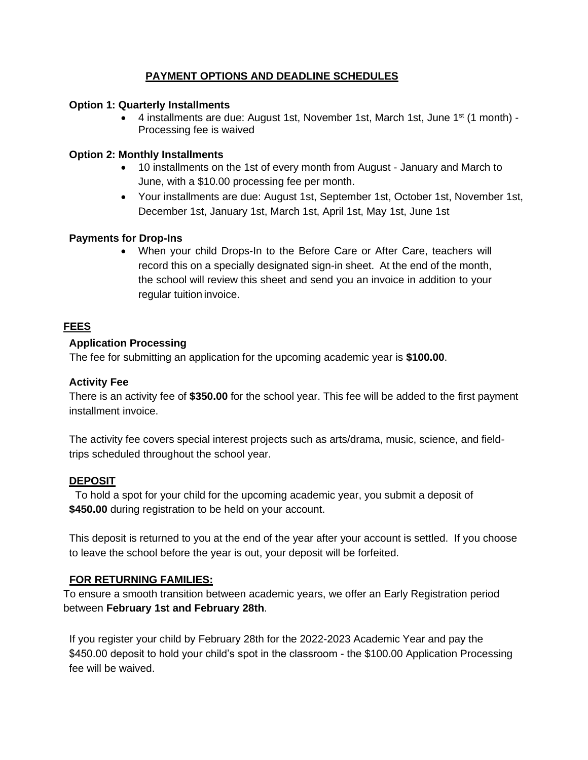## PAYMENT OPTIONS AND DEADLINE SCHEDULES

**Option 1: Quarterly Installments**

- 4 installments are due: August 1st, November 1st, March 1st, June 1st (1 month) - Processing fee is waived

**Option 2: Monthly Installments**

- 10 installments on the 1st of every month from August - January and March to June, with a $10.00 processing fee per month.
- Your installments are due: August 1st, September 1st, October 1st, November 1st, December 1st, January 1st, March 1st, April 1st, May 1st, June 1st

**Payments for Drop-Ins**

- When your child Drops-In to the Before Care or After Care, teachers will record this on a specially designated sign-in sheet. At the end of the month, the school will review this sheet and send you an invoice in addition to your regular tuition invoice.

## FEES

**Application Processing**

The fee for submitting an application for the upcoming academic year is **$100.00**.

**Activity Fee**

There is an activity fee of **$350.00** for the school year. This fee will be added to the first payment installment invoice.

The activity fee covers special interest projects such as arts/drama, music, science, and field-trips scheduled throughout the school year.

## DEPOSIT

To hold a spot for your child for the upcoming academic year, you submit a deposit of **$450.00** during registration to be held on your account.

This deposit is returned to you at the end of the year after your account is settled. If you choose to leave the school before the year is out, your deposit will be forfeited.

## FOR RETURNING FAMILIES:

To ensure a smooth transition between academic years, we offer an Early Registration period between **February 1st and February 28th**.

If you register your child by February 28th for the 2022-2023 Academic Year and pay the $450.00 deposit to hold your child's spot in the classroom - the $100.00 Application Processing fee will be waived.